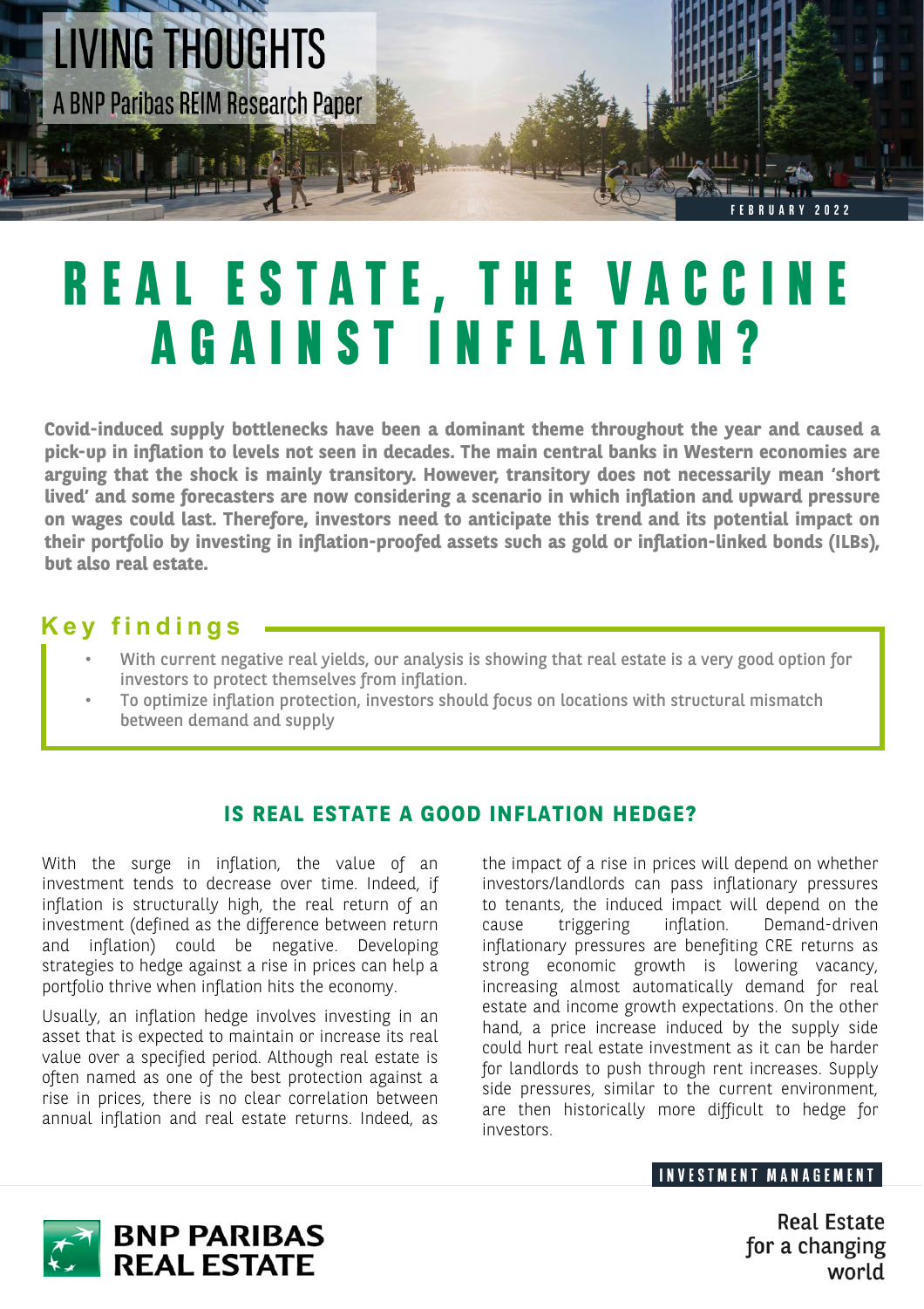LIVING THOUGHTS

A BNP Paribas REIM Research Paper

FEBRUARY 2022

# REAL ESTATE, THE VACCINE AGAINST INFLATION?

**Covid-induced supply bottlenecks have been a dominant theme throughout the year and caused a pick-up in inflation to levels not seen in decades. The main central banks in Western economies are arguing that the shock is mainly transitory. However, transitory does not necessarily mean 'short lived' and some forecasters are now considering a scenario in which inflation and upward pressure on wages could last. Therefore, investors need to anticipate this trend and its potential impact on their portfolio by investing in inflation-proofed assets such as gold or inflation-linked bonds (ILBs), but also real estate.**

## Key findings

- With current negative real yields, our analysis is showing that real estate is a very good option for investors to protect themselves from inflation.
- To optimize inflation protection, investors should focus on locations with structural mismatch between demand and supply

## IS REAL ESTATE A GOOD INFLATION HEDGE?

With the surge in inflation, the value of an investment tends to decrease over time. Indeed, if inflation is structurally high, the real return of an investment (defined as the difference between return and inflation) could be negative. Developing strategies to hedge against a rise in prices can help a portfolio thrive when inflation hits the economy.

Usually, an inflation hedge involves investing in an asset that is expected to maintain or increase its real value over a specified period. Although real estate is often named as one of the best protection against a rise in prices, there is no clear correlation between annual inflation and real estate returns. Indeed, as the impact of a rise in prices will depend on whether investors/landlords can pass inflationary pressures to tenants, the induced impact will depend on the cause triggering inflation. Demand-driven inflationary pressures are benefiting CRE returns as strong economic growth is lowering vacancy, increasing almost automatically demand for real estate and income growth expectations. On the other hand, a price increase induced by the supply side could hurt real estate investment as it can be harder for landlords to push through rent increases. Supply side pressures, similar to the current environment, are then historically more difficult to hedge for investors.

INVESTMENT MANAGEMENT

BNP PARIBAS REAL ESTATE

Real Estate for a changing world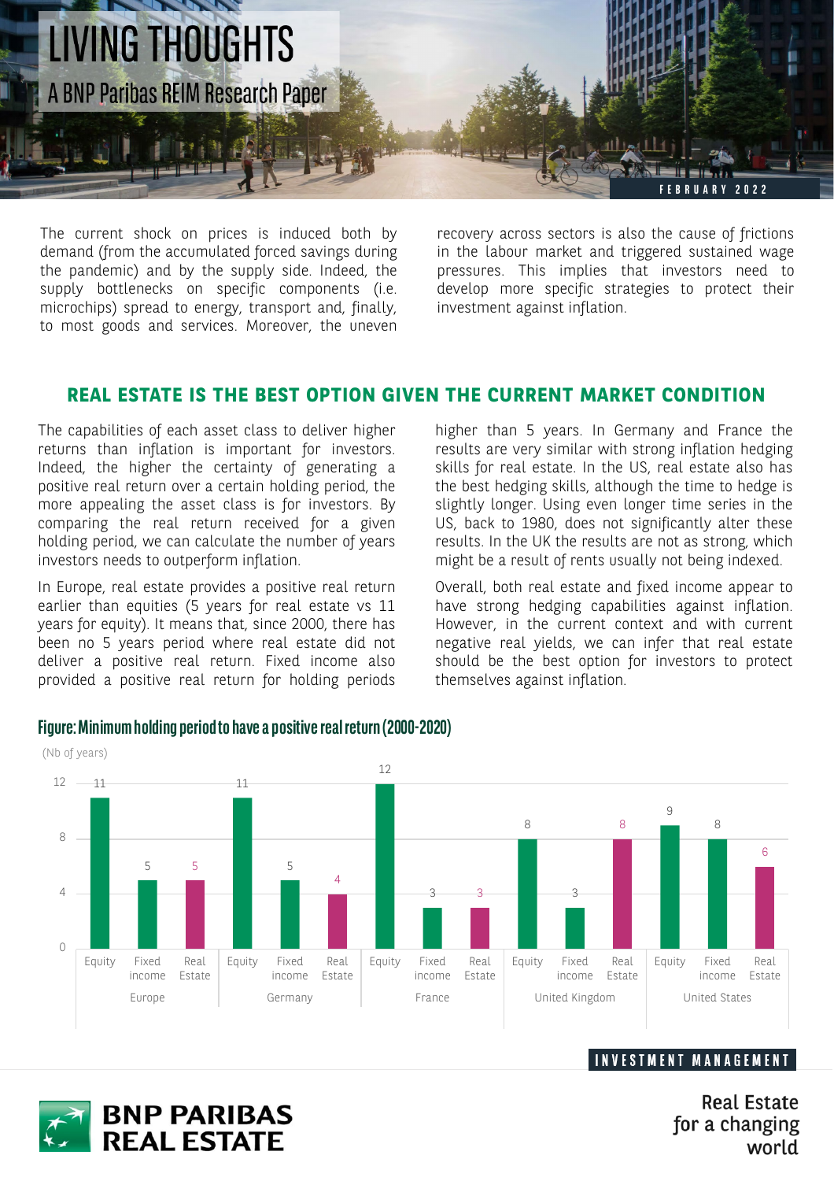The current shock on prices is induced both by demand (from the accumulated forced savings during the pandemic) and by the supply side. Indeed, the supply bottlenecks on specific components (i.e. microchips) spread to energy, transport and, finally, to most goods and services. Moreover, the uneven recovery across sectors is also the cause of frictions in the labour market and triggered sustained wage pressures. This implies that investors need to develop more specific strategies to protect their investment against inflation.

## REAL ESTATE IS THE BEST OPTION GIVEN THE CURRENT MARKET CONDITION

The capabilities of each asset class to deliver higher returns than inflation is important for investors. Indeed, the higher the certainty of generating a positive real return over a certain holding period, the more appealing the asset class is for investors. By comparing the real return received for a given holding period, we can calculate the number of years investors needs to outperform inflation.

In Europe, real estate provides a positive real return earlier than equities (5 years for real estate vs 11 years for equity). It means that, since 2000, there has been no 5 years period where real estate did not deliver a positive real return. Fixed income also provided a positive real return for holding periods higher than 5 years. In Germany and France the results are very similar with strong inflation hedging skills for real estate. In the US, real estate also has the best hedging skills, although the time to hedge is slightly longer. Using even longer time series in the US, back to 1980, does not significantly alter these results. In the UK the results are not as strong, which might be a result of rents usually not being indexed.

Overall, both real estate and fixed income appear to have strong hedging capabilities against inflation. However, in the current context and with current negative real yields, we can infer that real estate should be the best option for investors to protect themselves against inflation.

**Figure: Minimum holding period to have a positive real return (2000-2020)**

(Nb of years)

| | Equity | Fixed income | Real Estate |
|---|---|---|---|
| Europe | 11 | 5 | 5 |
| Germany | 11 | 5 | 4 |
| France | 12 | 3 | 3 |
| United Kingdom | 8 | 3 | 8 |
| United States | 9 | 8 | 6 |

INVESTMENT MANAGEMENT

BNP PARIBAS REAL ESTATE

Real Estate for a changing world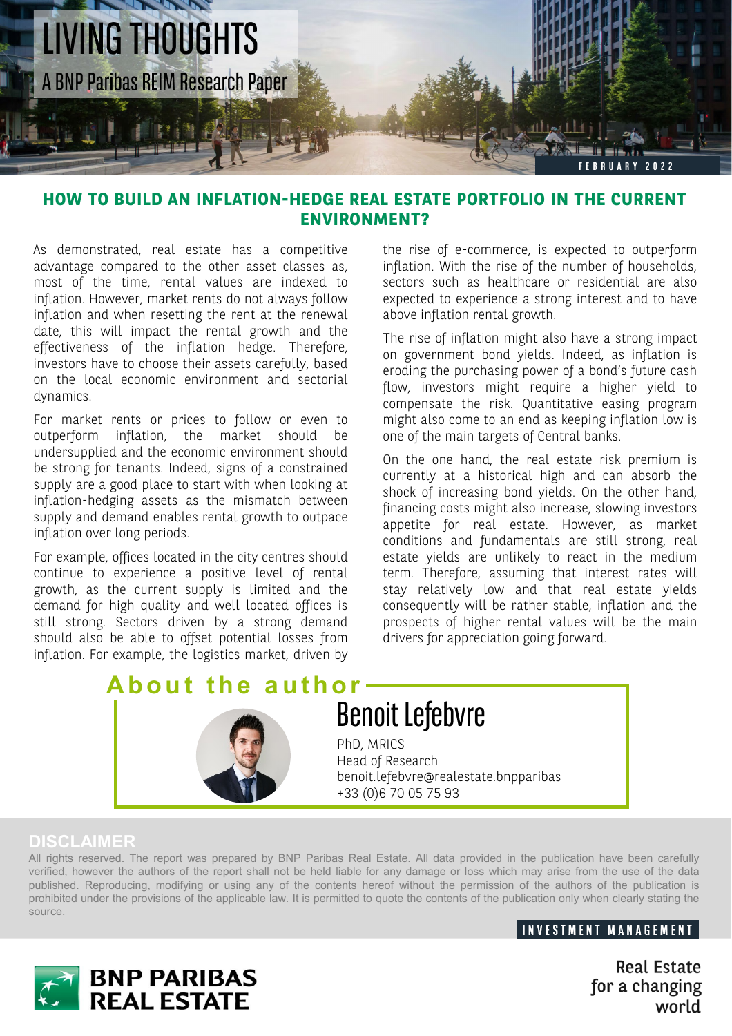# LIVING THOUGHTS

A BNP Paribas REIM Research Paper

FEBRUARY 2022

## HOW TO BUILD AN INFLATION-HEDGE REAL ESTATE PORTFOLIO IN THE CURRENT ENVIRONMENT?

As demonstrated, real estate has a competitive advantage compared to the other asset classes as, most of the time, rental values are indexed to inflation. However, market rents do not always follow inflation and when resetting the rent at the renewal date, this will impact the rental growth and the effectiveness of the inflation hedge. Therefore, investors have to choose their assets carefully, based on the local economic environment and sectorial dynamics.

For market rents or prices to follow or even to outperform inflation, the market should be undersupplied and the economic environment should be strong for tenants. Indeed, signs of a constrained supply are a good place to start with when looking at inflation-hedging assets as the mismatch between supply and demand enables rental growth to outpace inflation over long periods.

For example, offices located in the city centres should continue to experience a positive level of rental growth, as the current supply is limited and the demand for high quality and well located offices is still strong. Sectors driven by a strong demand should also be able to offset potential losses from inflation. For example, the logistics market, driven by the rise of e-commerce, is expected to outperform inflation. With the rise of the number of households, sectors such as healthcare or residential are also expected to experience a strong interest and to have above inflation rental growth.

The rise of inflation might also have a strong impact on government bond yields. Indeed, as inflation is eroding the purchasing power of a bond's future cash flow, investors might require a higher yield to compensate the risk. Quantitative easing program might also come to an end as keeping inflation low is one of the main targets of Central banks.

On the one hand, the real estate risk premium is currently at a historical high and can absorb the shock of increasing bond yields. On the other hand, financing costs might also increase, slowing investors appetite for real estate. However, as market conditions and fundamentals are still strong, real estate yields are unlikely to react in the medium term. Therefore, assuming that interest rates will stay relatively low and that real estate yields consequently will be rather stable, inflation and the prospects of higher rental values will be the main drivers for appreciation going forward.

## About the author

### Benoit Lefebvre

PhD, MRICS
Head of Research
benoit.lefebvre@realestate.bnpparibas
+33 (0)6 70 05 75 93

### DISCLAIMER

All rights reserved. The report was prepared by BNP Paribas Real Estate. All data provided in the publication have been carefully verified, however the authors of the report shall not be held liable for any damage or loss which may arise from the use of the data published. Reproducing, modifying or using any of the contents hereof without the permission of the authors of the publication is prohibited under the provisions of the applicable law. It is permitted to quote the contents of the publication only when clearly stating the source.

INVESTMENT MANAGEMENT

BNP PARIBAS REAL ESTATE

Real Estate for a changing world